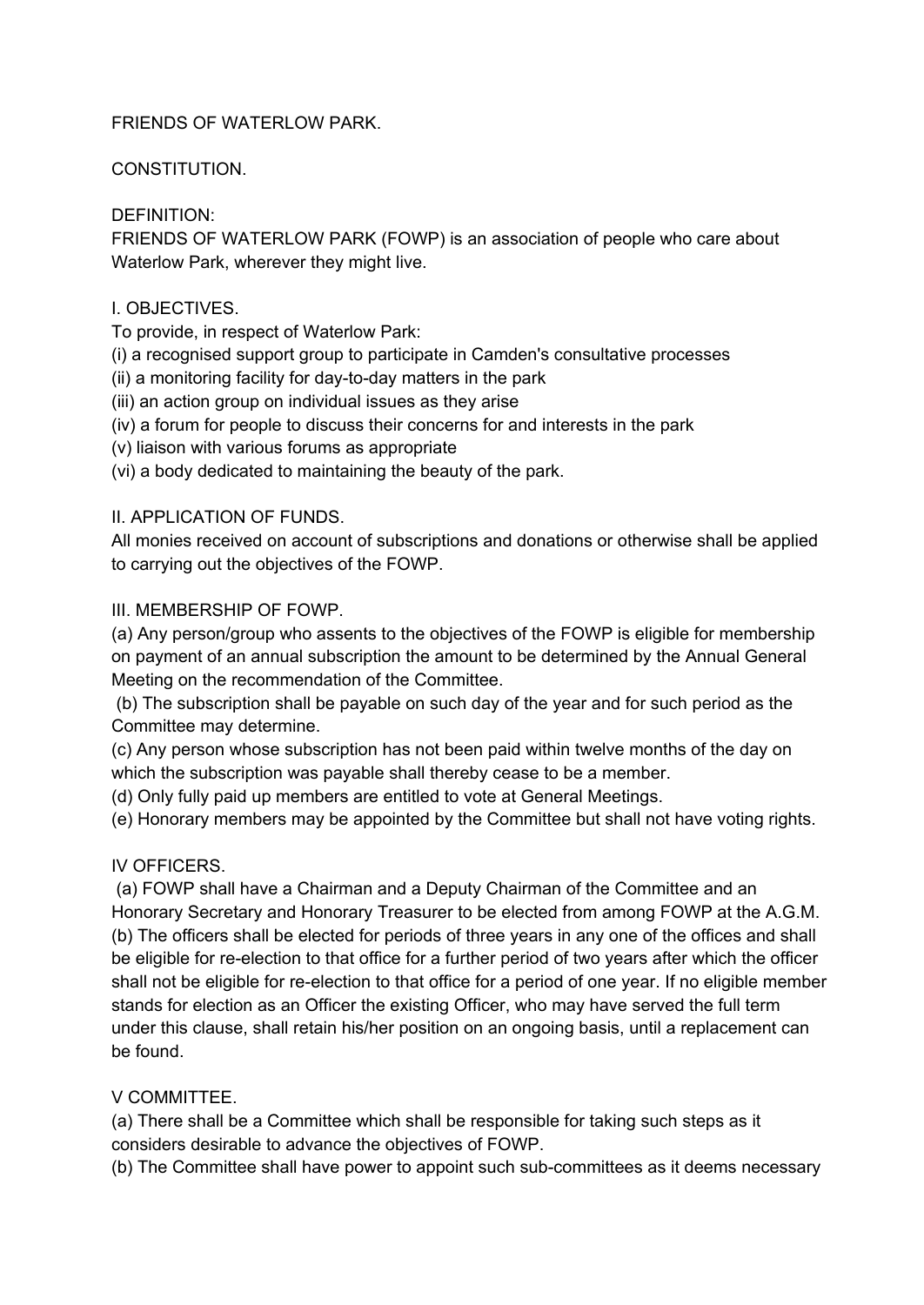# FRIENDS OF WATERLOW PARK.

## CONSTITUTION.

DEFINITION:
FRIENDS OF WATERLOW PARK (FOWP) is an association of people who care about Waterlow Park, wherever they might live.

### I. OBJECTIVES.

To provide, in respect of Waterlow Park:

(i) a recognised support group to participate in Camden's consultative processes
(ii) a monitoring facility for day-to-day matters in the park
(iii) an action group on individual issues as they arise
(iv) a forum for people to discuss their concerns for and interests in the park
(v) liaison with various forums as appropriate
(vi) a body dedicated to maintaining the beauty of the park.

### II. APPLICATION OF FUNDS.

All monies received on account of subscriptions and donations or otherwise shall be applied to carrying out the objectives of the FOWP.

### III. MEMBERSHIP OF FOWP.

(a) Any person/group who assents to the objectives of the FOWP is eligible for membership on payment of an annual subscription the amount to be determined by the Annual General Meeting on the recommendation of the Committee.
(b) The subscription shall be payable on such day of the year and for such period as the Committee may determine.
(c) Any person whose subscription has not been paid within twelve months of the day on which the subscription was payable shall thereby cease to be a member.
(d) Only fully paid up members are entitled to vote at General Meetings.
(e) Honorary members may be appointed by the Committee but shall not have voting rights.

### IV OFFICERS.

(a) FOWP shall have a Chairman and a Deputy Chairman of the Committee and an Honorary Secretary and Honorary Treasurer to be elected from among FOWP at the A.G.M.
(b) The officers shall be elected for periods of three years in any one of the offices and shall be eligible for re-election to that office for a further period of two years after which the officer shall not be eligible for re-election to that office for a period of one year. If no eligible member stands for election as an Officer the existing Officer, who may have served the full term under this clause, shall retain his/her position on an ongoing basis, until a replacement can be found.

### V COMMITTEE.

(a) There shall be a Committee which shall be responsible for taking such steps as it considers desirable to advance the objectives of FOWP.
(b) The Committee shall have power to appoint such sub-committees as it deems necessary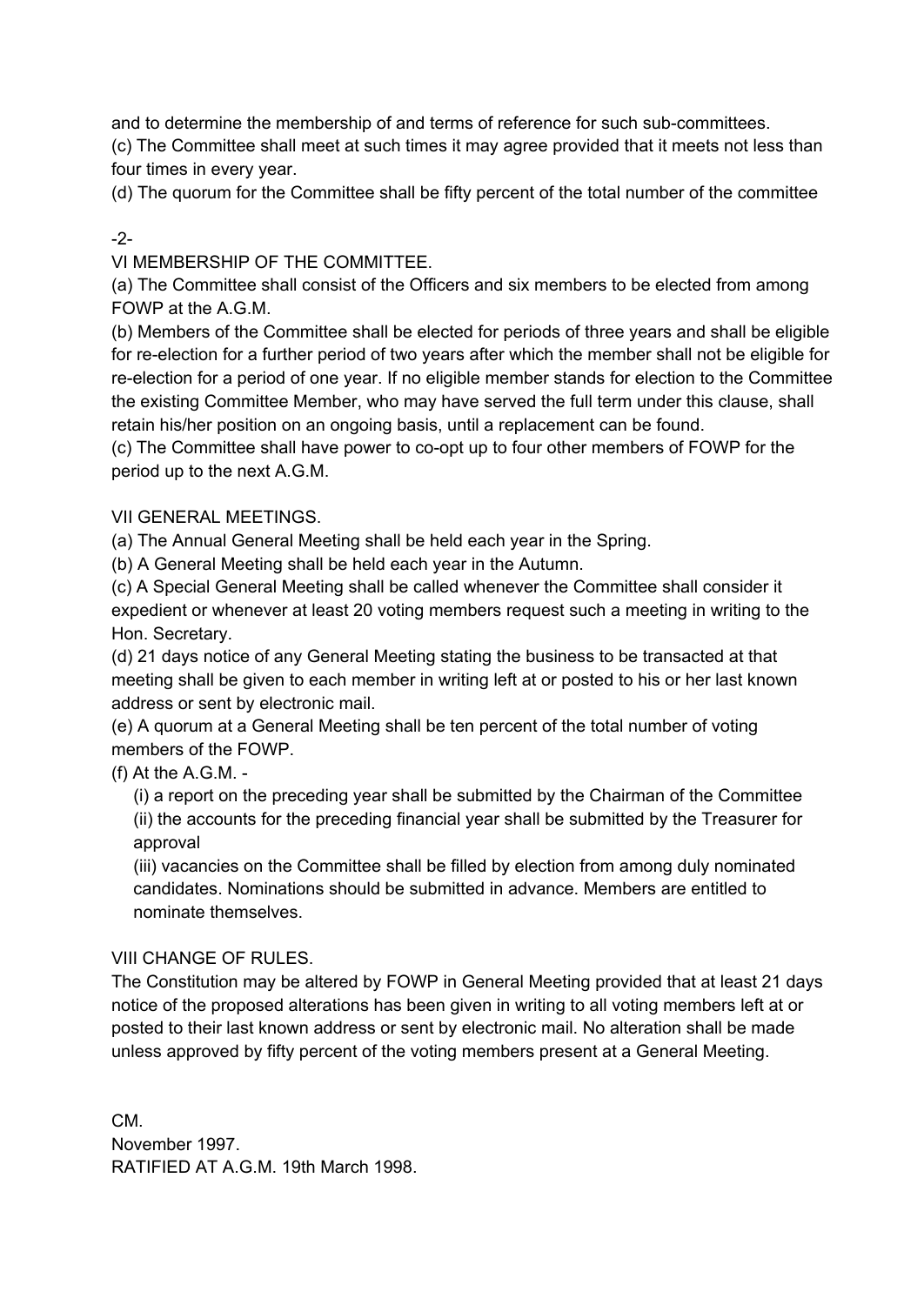and to determine the membership of and terms of reference for such sub-committees.

(c) The Committee shall meet at such times it may agree provided that it meets not less than four times in every year.

(d) The quorum for the Committee shall be fifty percent of the total number of the committee

## VI MEMBERSHIP OF THE COMMITTEE.

(a) The Committee shall consist of the Officers and six members to be elected from among FOWP at the A.G.M.

(b) Members of the Committee shall be elected for periods of three years and shall be eligible for re-election for a further period of two years after which the member shall not be eligible for re-election for a period of one year. If no eligible member stands for election to the Committee the existing Committee Member, who may have served the full term under this clause, shall retain his/her position on an ongoing basis, until a replacement can be found.

(c) The Committee shall have power to co-opt up to four other members of FOWP for the period up to the next A.G.M.

## VII GENERAL MEETINGS.

(a) The Annual General Meeting shall be held each year in the Spring.

(b) A General Meeting shall be held each year in the Autumn.

(c) A Special General Meeting shall be called whenever the Committee shall consider it expedient or whenever at least 20 voting members request such a meeting in writing to the Hon. Secretary.

(d) 21 days notice of any General Meeting stating the business to be transacted at that meeting shall be given to each member in writing left at or posted to his or her last known address or sent by electronic mail.

(e) A quorum at a General Meeting shall be ten percent of the total number of voting members of the FOWP.

(f) At the A.G.M. -

(i) a report on the preceding year shall be submitted by the Chairman of the Committee

(ii) the accounts for the preceding financial year shall be submitted by the Treasurer for approval

(iii) vacancies on the Committee shall be filled by election from among duly nominated candidates. Nominations should be submitted in advance. Members are entitled to nominate themselves.

## VIII CHANGE OF RULES.

The Constitution may be altered by FOWP in General Meeting provided that at least 21 days notice of the proposed alterations has been given in writing to all voting members left at or posted to their last known address or sent by electronic mail. No alteration shall be made unless approved by fifty percent of the voting members present at a General Meeting.

CM.
November 1997.
RATIFIED AT A.G.M. 19th March 1998.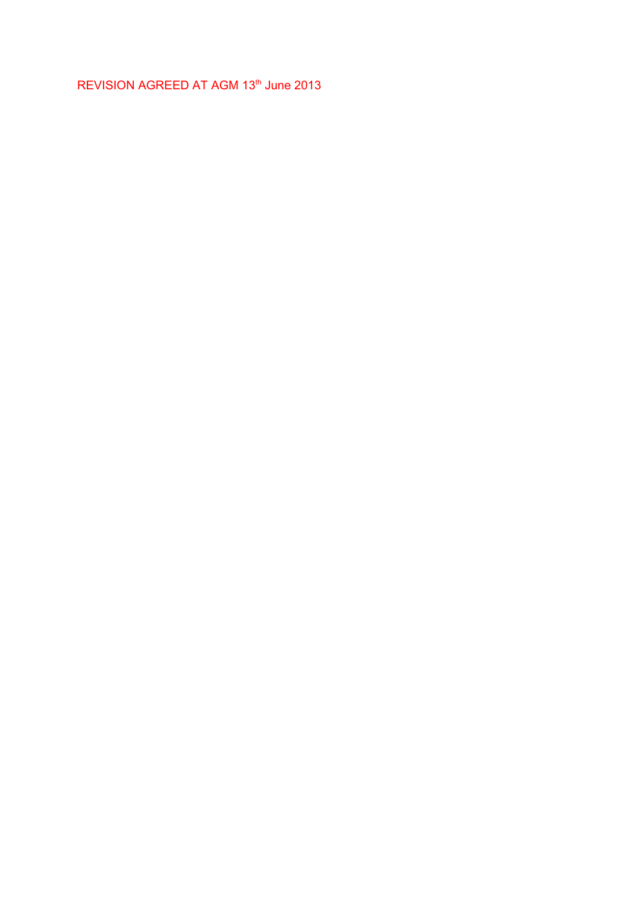REVISION AGREED AT AGM 13th June 2013